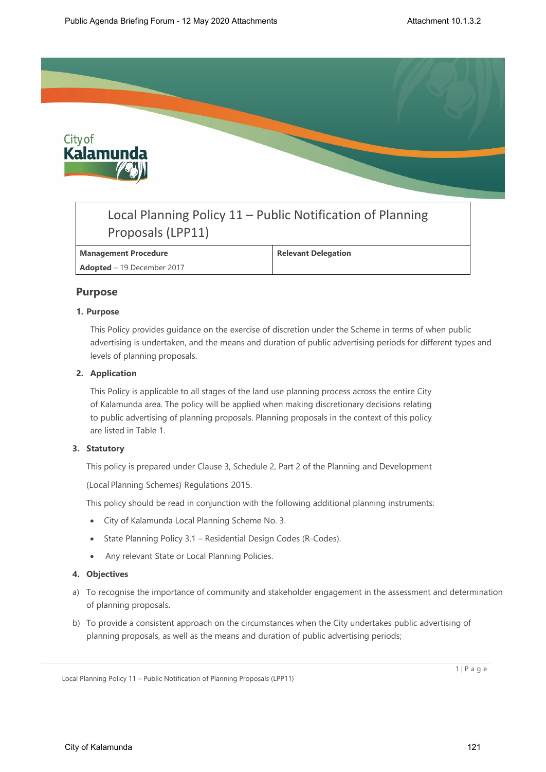# Local Planning Policy 11 – Public Notification of Planning Proposals (LPP11)

| Management Procedure | Relevant Delegation |
|---|---|
| **Adopted** – 19 December 2017 | |

## Purpose

**1. Purpose**

This Policy provides guidance on the exercise of discretion under the Scheme in terms of when public advertising is undertaken, and the means and duration of public advertising periods for different types and levels of planning proposals.

**2. Application**

This Policy is applicable to all stages of the land use planning process across the entire City of Kalamunda area. The policy will be applied when making discretionary decisions relating to public advertising of planning proposals. Planning proposals in the context of this policy are listed in Table 1.

**3. Statutory**

This policy is prepared under Clause 3, Schedule 2, Part 2 of the Planning and Development (Local Planning Schemes) Regulations 2015.

This policy should be read in conjunction with the following additional planning instruments:

- City of Kalamunda Local Planning Scheme No. 3.
- State Planning Policy 3.1 – Residential Design Codes (R-Codes).
- Any relevant State or Local Planning Policies.

**4. Objectives**

a) To recognise the importance of community and stakeholder engagement in the assessment and determination of planning proposals.

b) To provide a consistent approach on the circumstances when the City undertakes public advertising of planning proposals, as well as the means and duration of public advertising periods;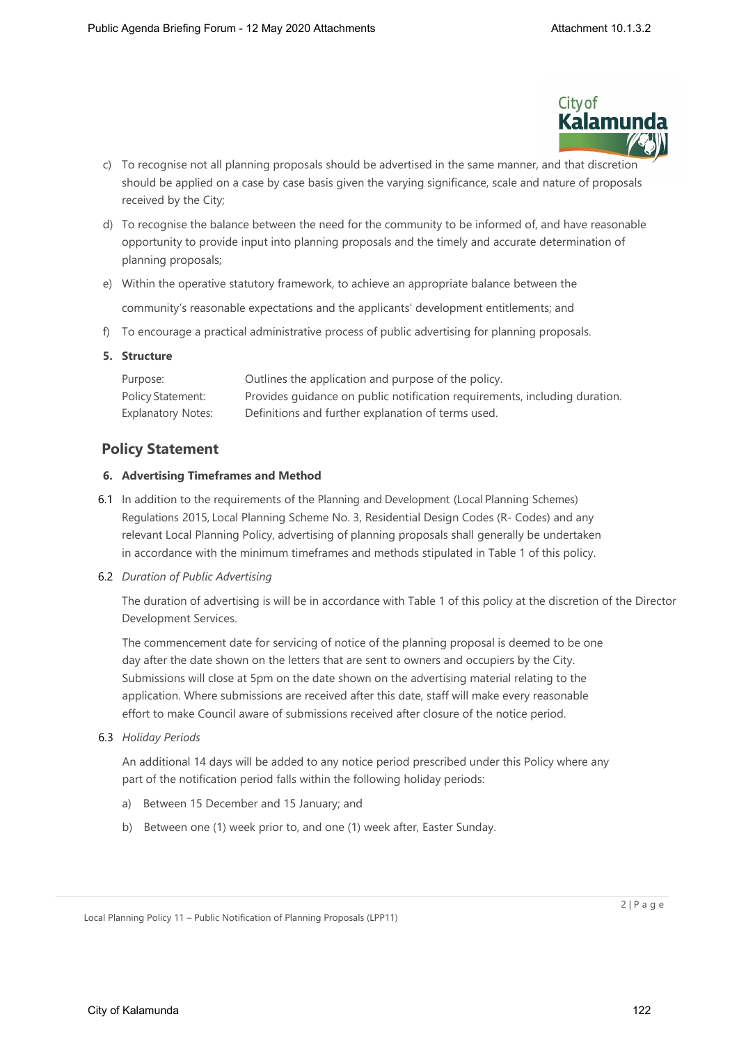c) To recognise not all planning proposals should be advertised in the same manner, and that discretion should be applied on a case by case basis given the varying significance, scale and nature of proposals received by the City;

d) To recognise the balance between the need for the community to be informed of, and have reasonable opportunity to provide input into planning proposals and the timely and accurate determination of planning proposals;

e) Within the operative statutory framework, to achieve an appropriate balance between the community's reasonable expectations and the applicants' development entitlements; and

f) To encourage a practical administrative process of public advertising for planning proposals.

**5. Structure**

| | |
|---|---|
| Purpose: | Outlines the application and purpose of the policy. |
| Policy Statement: | Provides guidance on public notification requirements, including duration. |
| Explanatory Notes: | Definitions and further explanation of terms used. |

## Policy Statement

**6. Advertising Timeframes and Method**

6.1 In addition to the requirements of the Planning and Development (Local Planning Schemes) Regulations 2015, Local Planning Scheme No. 3, Residential Design Codes (R- Codes) and any relevant Local Planning Policy, advertising of planning proposals shall generally be undertaken in accordance with the minimum timeframes and methods stipulated in Table 1 of this policy.

6.2 *Duration of Public Advertising*

The duration of advertising is will be in accordance with Table 1 of this policy at the discretion of the Director Development Services.

The commencement date for servicing of notice of the planning proposal is deemed to be one day after the date shown on the letters that are sent to owners and occupiers by the City. Submissions will close at 5pm on the date shown on the advertising material relating to the application. Where submissions are received after this date, staff will make every reasonable effort to make Council aware of submissions received after closure of the notice period.

6.3 *Holiday Periods*

An additional 14 days will be added to any notice period prescribed under this Policy where any part of the notification period falls within the following holiday periods:

a) Between 15 December and 15 January; and

b) Between one (1) week prior to, and one (1) week after, Easter Sunday.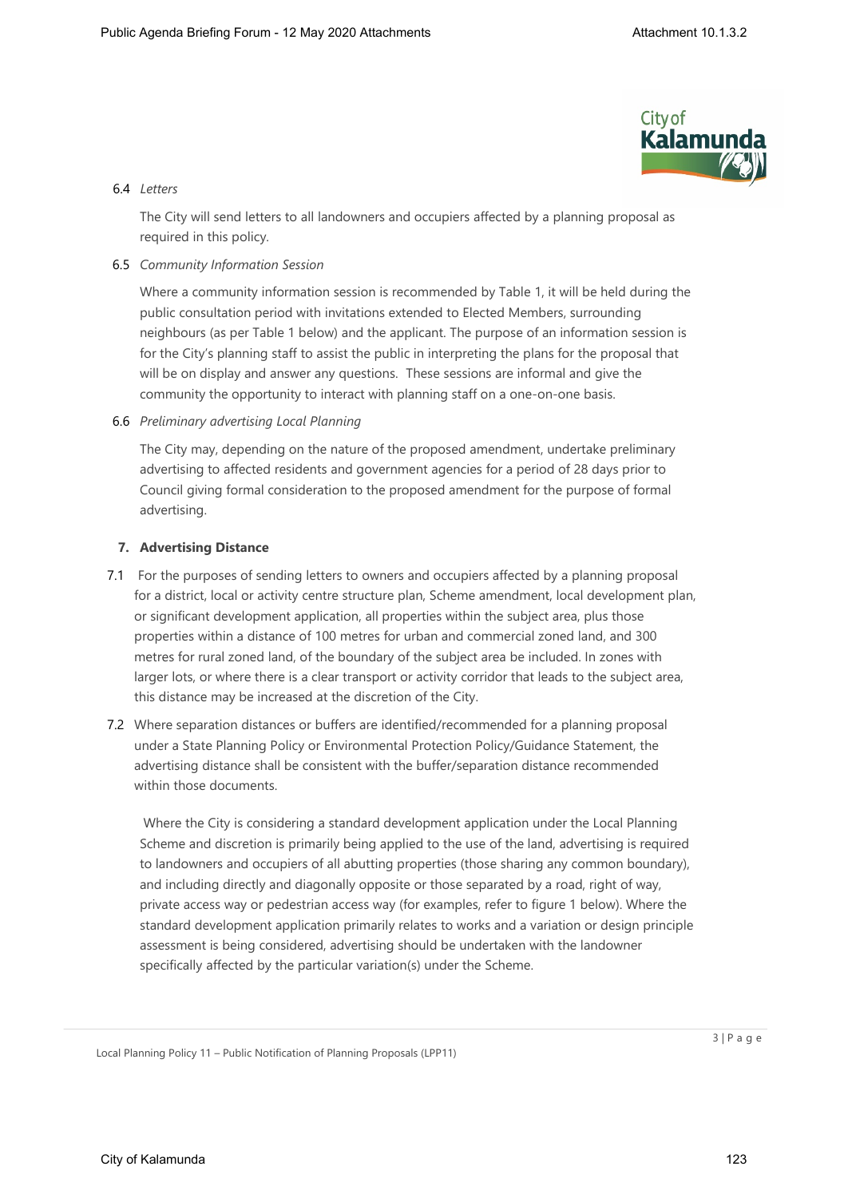6.4 *Letters*

The City will send letters to all landowners and occupiers affected by a planning proposal as required in this policy.

6.5 *Community Information Session*

Where a community information session is recommended by Table 1, it will be held during the public consultation period with invitations extended to Elected Members, surrounding neighbours (as per Table 1 below) and the applicant. The purpose of an information session is for the City's planning staff to assist the public in interpreting the plans for the proposal that will be on display and answer any questions. These sessions are informal and give the community the opportunity to interact with planning staff on a one-on-one basis.

6.6 *Preliminary advertising Local Planning*

The City may, depending on the nature of the proposed amendment, undertake preliminary advertising to affected residents and government agencies for a period of 28 days prior to Council giving formal consideration to the proposed amendment for the purpose of formal advertising.

## 7. Advertising Distance

7.1 For the purposes of sending letters to owners and occupiers affected by a planning proposal for a district, local or activity centre structure plan, Scheme amendment, local development plan, or significant development application, all properties within the subject area, plus those properties within a distance of 100 metres for urban and commercial zoned land, and 300 metres for rural zoned land, of the boundary of the subject area be included. In zones with larger lots, or where there is a clear transport or activity corridor that leads to the subject area, this distance may be increased at the discretion of the City.

7.2 Where separation distances or buffers are identified/recommended for a planning proposal under a State Planning Policy or Environmental Protection Policy/Guidance Statement, the advertising distance shall be consistent with the buffer/separation distance recommended within those documents.

Where the City is considering a standard development application under the Local Planning Scheme and discretion is primarily being applied to the use of the land, advertising is required to landowners and occupiers of all abutting properties (those sharing any common boundary), and including directly and diagonally opposite or those separated by a road, right of way, private access way or pedestrian access way (for examples, refer to figure 1 below). Where the standard development application primarily relates to works and a variation or design principle assessment is being considered, advertising should be undertaken with the landowner specifically affected by the particular variation(s) under the Scheme.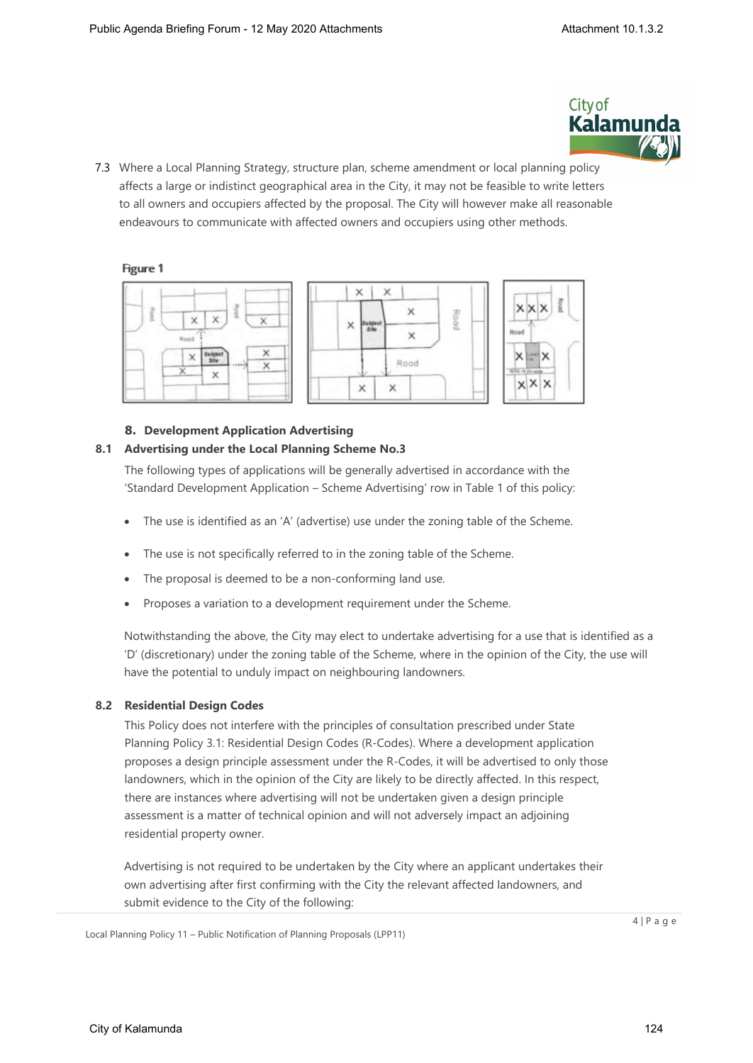7.3 Where a Local Planning Strategy, structure plan, scheme amendment or local planning policy affects a large or indistinct geographical area in the City, it may not be feasible to write letters to all owners and occupiers affected by the proposal. The City will however make all reasonable endeavours to communicate with affected owners and occupiers using other methods.

**Figure 1**

## 8. Development Application Advertising

### 8.1 Advertising under the Local Planning Scheme No.3

The following types of applications will be generally advertised in accordance with the 'Standard Development Application – Scheme Advertising' row in Table 1 of this policy:

- The use is identified as an 'A' (advertise) use under the zoning table of the Scheme.
- The use is not specifically referred to in the zoning table of the Scheme.
- The proposal is deemed to be a non-conforming land use.
- Proposes a variation to a development requirement under the Scheme.

Notwithstanding the above, the City may elect to undertake advertising for a use that is identified as a 'D' (discretionary) under the zoning table of the Scheme, where in the opinion of the City, the use will have the potential to unduly impact on neighbouring landowners.

### 8.2 Residential Design Codes

This Policy does not interfere with the principles of consultation prescribed under State Planning Policy 3.1: Residential Design Codes (R-Codes). Where a development application proposes a design principle assessment under the R-Codes, it will be advertised to only those landowners, which in the opinion of the City are likely to be directly affected. In this respect, there are instances where advertising will not be undertaken given a design principle assessment is a matter of technical opinion and will not adversely impact an adjoining residential property owner.

Advertising is not required to be undertaken by the City where an applicant undertakes their own advertising after first confirming with the City the relevant affected landowners, and submit evidence to the City of the following: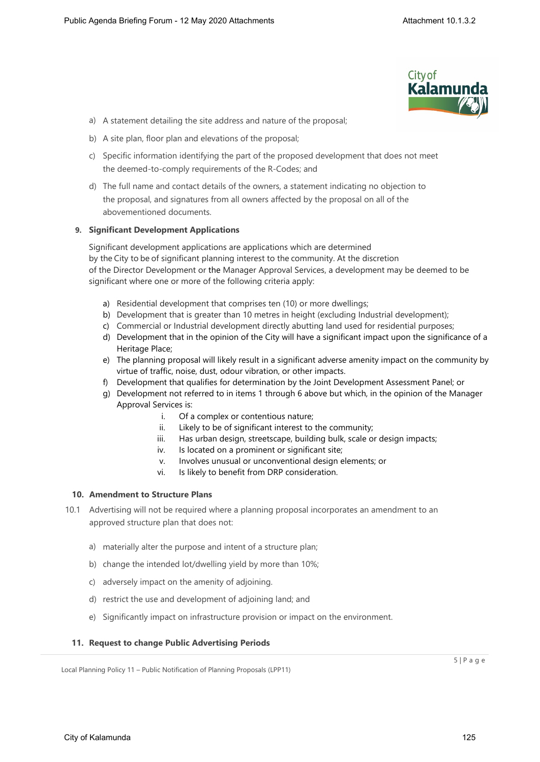a) A statement detailing the site address and nature of the proposal;

b) A site plan, floor plan and elevations of the proposal;

c) Specific information identifying the part of the proposed development that does not meet the deemed-to-comply requirements of the R-Codes; and

d) The full name and contact details of the owners, a statement indicating no objection to the proposal, and signatures from all owners affected by the proposal on all of the abovementioned documents.

**9. Significant Development Applications**

Significant development applications are applications which are determined by the City to be of significant planning interest to the community. At the discretion of the Director Development or the Manager Approval Services, a development may be deemed to be significant where one or more of the following criteria apply:

a) Residential development that comprises ten (10) or more dwellings;
b) Development that is greater than 10 metres in height (excluding Industrial development);
c) Commercial or Industrial development directly abutting land used for residential purposes;
d) Development that in the opinion of the City will have a significant impact upon the significance of a Heritage Place;
e) The planning proposal will likely result in a significant adverse amenity impact on the community by virtue of traffic, noise, dust, odour vibration, or other impacts.
f) Development that qualifies for determination by the Joint Development Assessment Panel; or
g) Development not referred to in items 1 through 6 above but which, in the opinion of the Manager Approval Services is:
    i. Of a complex or contentious nature;
    ii. Likely to be of significant interest to the community;
    iii. Has urban design, streetscape, building bulk, scale or design impacts;
    iv. Is located on a prominent or significant site;
    v. Involves unusual or unconventional design elements; or
    vi. Is likely to benefit from DRP consideration.

**10. Amendment to Structure Plans**

10.1 Advertising will not be required where a planning proposal incorporates an amendment to an approved structure plan that does not:

a) materially alter the purpose and intent of a structure plan;

b) change the intended lot/dwelling yield by more than 10%;

c) adversely impact on the amenity of adjoining.

d) restrict the use and development of adjoining land; and

e) Significantly impact on infrastructure provision or impact on the environment.

**11. Request to change Public Advertising Periods**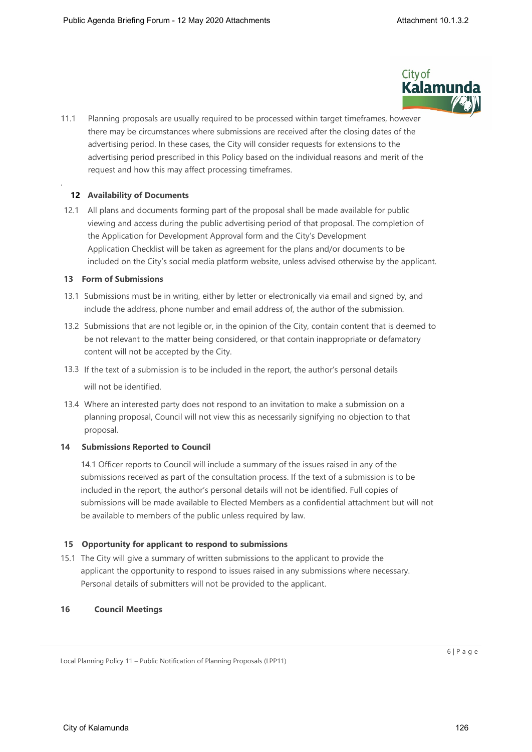11.1 Planning proposals are usually required to be processed within target timeframes, however there may be circumstances where submissions are received after the closing dates of the advertising period. In these cases, the City will consider requests for extensions to the advertising period prescribed in this Policy based on the individual reasons and merit of the request and how this may affect processing timeframes.

## 12 Availability of Documents

12.1 All plans and documents forming part of the proposal shall be made available for public viewing and access during the public advertising period of that proposal. The completion of the Application for Development Approval form and the City's Development Application Checklist will be taken as agreement for the plans and/or documents to be included on the City's social media platform website, unless advised otherwise by the applicant.

## 13 Form of Submissions

13.1 Submissions must be in writing, either by letter or electronically via email and signed by, and include the address, phone number and email address of, the author of the submission.

13.2 Submissions that are not legible or, in the opinion of the City, contain content that is deemed to be not relevant to the matter being considered, or that contain inappropriate or defamatory content will not be accepted by the City.

13.3 If the text of a submission is to be included in the report, the author's personal details will not be identified.

13.4 Where an interested party does not respond to an invitation to make a submission on a planning proposal, Council will not view this as necessarily signifying no objection to that proposal.

## 14 Submissions Reported to Council

14.1 Officer reports to Council will include a summary of the issues raised in any of the submissions received as part of the consultation process. If the text of a submission is to be included in the report, the author's personal details will not be identified. Full copies of submissions will be made available to Elected Members as a confidential attachment but will not be available to members of the public unless required by law.

## 15 Opportunity for applicant to respond to submissions

15.1 The City will give a summary of written submissions to the applicant to provide the applicant the opportunity to respond to issues raised in any submissions where necessary. Personal details of submitters will not be provided to the applicant.

## 16 Council Meetings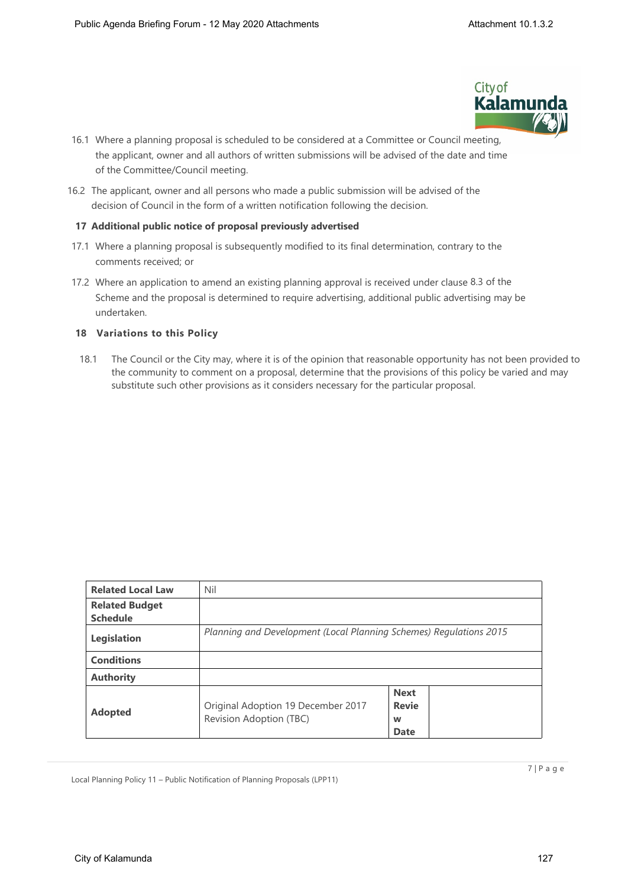16.1 Where a planning proposal is scheduled to be considered at a Committee or Council meeting, the applicant, owner and all authors of written submissions will be advised of the date and time of the Committee/Council meeting.

16.2 The applicant, owner and all persons who made a public submission will be advised of the decision of Council in the form of a written notification following the decision.

## 17 Additional public notice of proposal previously advertised

17.1 Where a planning proposal is subsequently modified to its final determination, contrary to the comments received; or

17.2 Where an application to amend an existing planning approval is received under clause 8.3 of the Scheme and the proposal is determined to require advertising, additional public advertising may be undertaken.

## 18 Variations to this Policy

18.1 The Council or the City may, where it is of the opinion that reasonable opportunity has not been provided to the community to comment on a proposal, determine that the provisions of this policy be varied and may substitute such other provisions as it considers necessary for the particular proposal.

| **Related Local Law** | Nil | | |
|---|---|---|---|
| **Related Budget Schedule** | | | |
| **Legislation** | *Planning and Development (Local Planning Schemes) Regulations 2015* | | |
| **Conditions** | | | |
| **Authority** | | | |
| **Adopted** | Original Adoption 19 December 2017<br>Revision Adoption (TBC) | **Next Review Date** | |

Local Planning Policy 11 – Public Notification of Planning Proposals (LPP11)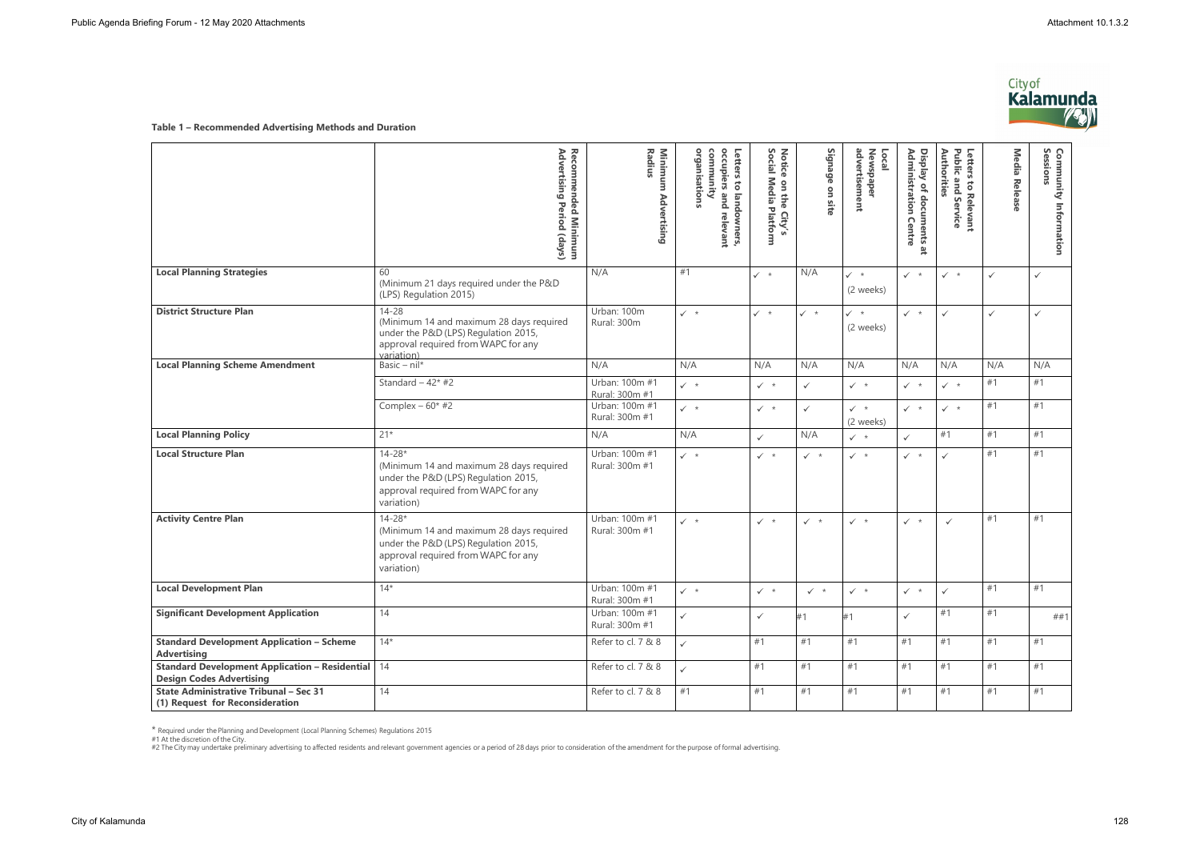**Table 1 – Recommended Advertising Methods and Duration**

| | Recommended Minimum Advertising Period (days) | Minimum Advertising Radius | Letters to landowners, occupiers and relevant community organisations | Notice on the City's Social Media Platform | Signage on site | Local Newspaper advertisement | Display of documents at Administration Centre | Letters to Relevant Public and Service Authorities | Media Release | Community Information Sessions |
|---|---|---|---|---|---|---|---|---|---|---|
| **Local Planning Strategies** | 60 (Minimum 21 days required under the P&D (LPS) Regulation 2015) | N/A | #1 | ✓ * | N/A | ✓ * (2 weeks) | ✓ * | ✓ * | ✓ | ✓ |
| **District Structure Plan** | 14-28 (Minimum 14 and maximum 28 days required under the P&D (LPS) Regulation 2015, approval required from WAPC for any variation) | Urban: 100m Rural: 300m | ✓ * | ✓ * | ✓ * | ✓ * (2 weeks) | ✓ * | ✓ | ✓ | ✓ |
| **Local Planning Scheme Amendment** | Basic – nil* | N/A | N/A | N/A | N/A | N/A | N/A | N/A | N/A | N/A |
| | Standard – 42* #2 | Urban: 100m #1 Rural: 300m #1 | ✓ * | ✓ * | ✓ | ✓ * | ✓ * | ✓ * | #1 | #1 |
| | Complex – 60* #2 | Urban: 100m #1 Rural: 300m #1 | ✓ * | ✓ * | ✓ | ✓ * (2 weeks) | ✓ * | ✓ * | #1 | #1 |
| **Local Planning Policy** | 21* | N/A | N/A | ✓ | N/A | ✓ * | ✓ | #1 | #1 | #1 |
| **Local Structure Plan** | 14-28* (Minimum 14 and maximum 28 days required under the P&D (LPS) Regulation 2015, approval required from WAPC for any variation) | Urban: 100m #1 Rural: 300m #1 | ✓ * | ✓ * | ✓ * | ✓ * | ✓ * | ✓ | #1 | #1 |
| **Activity Centre Plan** | 14-28* (Minimum 14 and maximum 28 days required under the P&D (LPS) Regulation 2015, approval required from WAPC for any variation) | Urban: 100m #1 Rural: 300m #1 | ✓ * | ✓ * | ✓ * | ✓ * | ✓ * | ✓ | #1 | #1 |
| **Local Development Plan** | 14* | Urban: 100m #1 Rural: 300m #1 | ✓ * | ✓ * | ✓ * | ✓ * | ✓ * | ✓ | #1 | #1 |
| **Significant Development Application** | 14 | Urban: 100m #1 Rural: 300m #1 | ✓ | ✓ | #1 | #1 | ✓ | #1 | #1 | ##1 |
| **Standard Development Application – Scheme Advertising** | 14* | Refer to cl. 7 & 8 | ✓ | #1 | #1 | #1 | #1 | #1 | #1 | #1 |
| **Standard Development Application – Residential Design Codes Advertising** | 14 | Refer to cl. 7 & 8 | ✓ | #1 | #1 | #1 | #1 | #1 | #1 | #1 |
| **State Administrative Tribunal – Sec 31 (1) Request for Reconsideration** | 14 | Refer to cl. 7 & 8 | #1 | #1 | #1 | #1 | #1 | #1 | #1 | #1 |

* Required under the Planning and Development (Local Planning Schemes) Regulations 2015
#1 At the discretion of the City.
#2 The City may undertake preliminary advertising to affected residents and relevant government agencies or a period of 28 days prior to consideration of the amendment for the purpose of formal advertising.